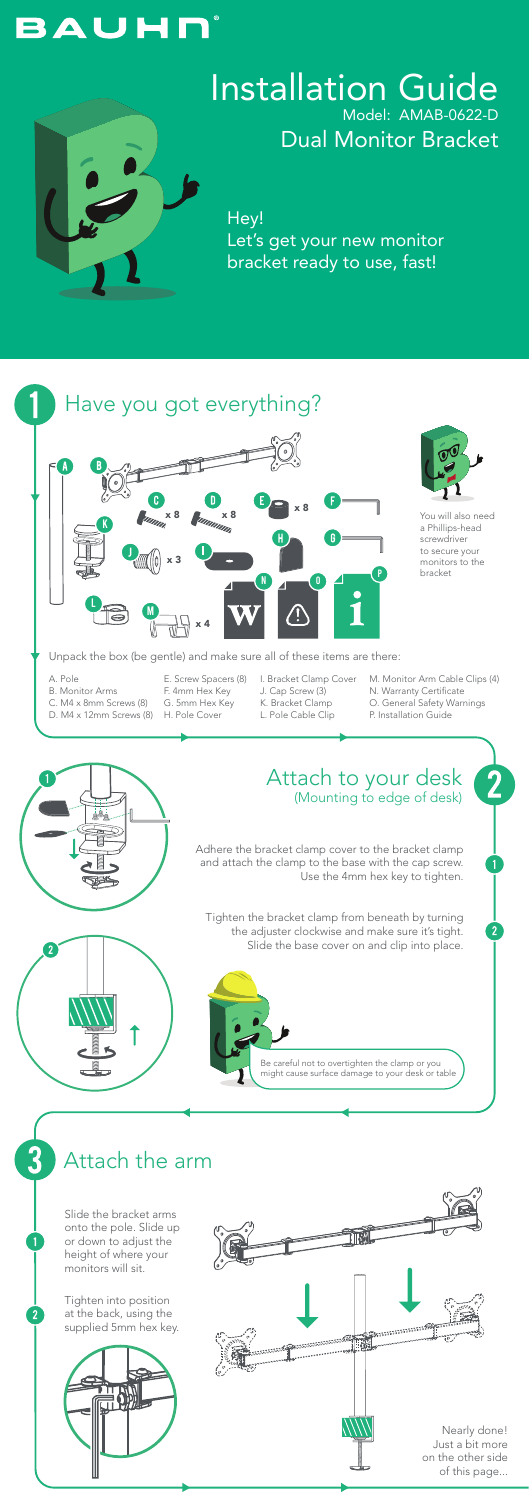# BAUHN

# Installation Guide

Model: AMAB-0622-D

Dual Monitor Bracket

Hey!
Let's get your new monitor bracket ready to use, fast!

## 1 Have you got everything?

You will also need a Phillips-head screwdriver to secure your monitors to the bracket

Unpack the box (be gentle) and make sure all of these items are there:

- A. Pole
- B. Monitor Arms
- C. M4 x 8mm Screws (8)
- D. M4 x 12mm Screws (8)
- E. Screw Spacers (8)
- F. 4mm Hex Key
- G. 5mm Hex Key
- H. Pole Cover
- I. Bracket Clamp Cover
- J. Cap Screw (3)
- K. Bracket Clamp
- L. Pole Cable Clip
- M. Monitor Arm Cable Clips (4)
- N. Warranty Certificate
- O. General Safety Warnings
- P. Installation Guide

## 2 Attach to your desk
(Mounting to edge of desk)

1. Adhere the bracket clamp cover to the bracket clamp and attach the clamp to the base with the cap screw. Use the 4mm hex key to tighten.

2. Tighten the bracket clamp from beneath by turning the adjuster clockwise and make sure it's tight. Slide the base cover on and clip into place.

Be careful not to overtighten the clamp or you might cause surface damage to your desk or table

## 3 Attach the arm

1. Slide the bracket arms onto the pole. Slide up or down to adjust the height of where your monitors will sit.

2. Tighten into position at the back, using the supplied 5mm hex key.

Nearly done! Just a bit more on the other side of this page...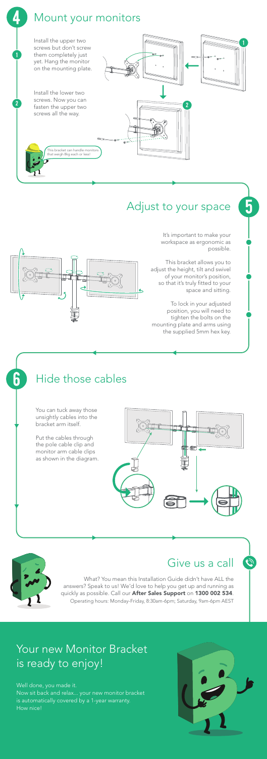## 4 Mount your monitors

1. Install the upper two screws but don't screw them completely just yet. Hang the monitor on the mounting plate.

2. Install the lower two screws. Now you can fasten the upper two screws all the way.

This bracket can handle monitors that weigh 8kg each or less!

## Adjust to your space 5

It's important to make your workspace as ergonomic as possible.

This bracket allows you to adjust the height, tilt and swivel of your monitor's position, so that it's truly fitted to your space and sitting.

To lock in your adjusted position, you will need to tighten the bolts on the mounting plate and arms using the supplied 5mm hex key.

## 6 Hide those cables

You can tuck away those unsightly cables into the bracket arm itself.

Put the cables through the pole cable clip and monitor arm cable clips as shown in the diagram.

## Give us a call

What? You mean this Installation Guide didn't have ALL the answers? Speak to us! We'd love to help you get up and running as quickly as possible. Call our **After Sales Support** on **1300 002 534**. Operating hours: Monday-Friday, 8:30am-6pm; Saturday, 9am-6pm AEST

## Your new Monitor Bracket is ready to enjoy!

Well done, you made it.
Now sit back and relax... your new monitor bracket is automatically covered by a 1-year warranty.
How nice!